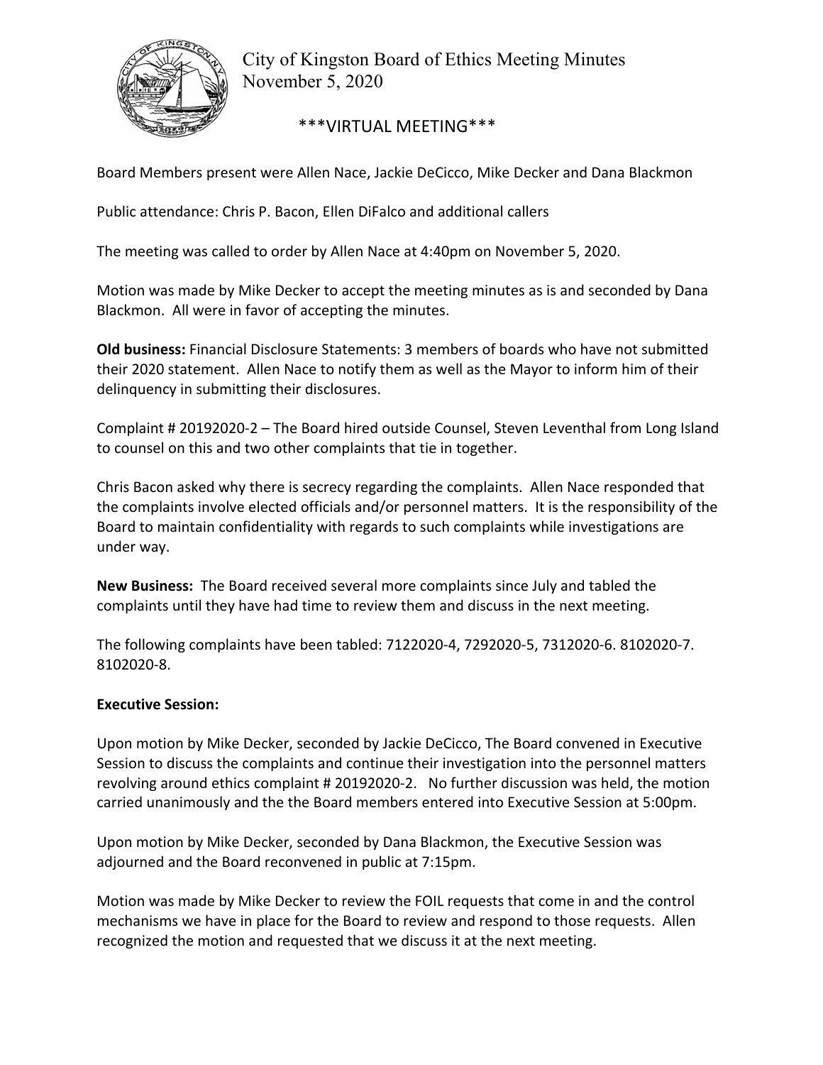# City of Kingston Board of Ethics Meeting Minutes
November 5, 2020

***VIRTUAL MEETING***

Board Members present were Allen Nace, Jackie DeCicco, Mike Decker and Dana Blackmon

Public attendance: Chris P. Bacon, Ellen DiFalco and additional callers

The meeting was called to order by Allen Nace at 4:40pm on November 5, 2020.

Motion was made by Mike Decker to accept the meeting minutes as is and seconded by Dana Blackmon. All were in favor of accepting the minutes.

**Old business:** Financial Disclosure Statements: 3 members of boards who have not submitted their 2020 statement. Allen Nace to notify them as well as the Mayor to inform him of their delinquency in submitting their disclosures.

Complaint # 20192020-2 – The Board hired outside Counsel, Steven Leventhal from Long Island to counsel on this and two other complaints that tie in together.

Chris Bacon asked why there is secrecy regarding the complaints. Allen Nace responded that the complaints involve elected officials and/or personnel matters. It is the responsibility of the Board to maintain confidentiality with regards to such complaints while investigations are under way.

**New Business:** The Board received several more complaints since July and tabled the complaints until they have had time to review them and discuss in the next meeting.

The following complaints have been tabled: 7122020-4, 7292020-5, 7312020-6. 8102020-7. 8102020-8.

**Executive Session:**

Upon motion by Mike Decker, seconded by Jackie DeCicco, The Board convened in Executive Session to discuss the complaints and continue their investigation into the personnel matters revolving around ethics complaint # 20192020-2. No further discussion was held, the motion carried unanimously and the the Board members entered into Executive Session at 5:00pm.

Upon motion by Mike Decker, seconded by Dana Blackmon, the Executive Session was adjourned and the Board reconvened in public at 7:15pm.

Motion was made by Mike Decker to review the FOIL requests that come in and the control mechanisms we have in place for the Board to review and respond to those requests. Allen recognized the motion and requested that we discuss it at the next meeting.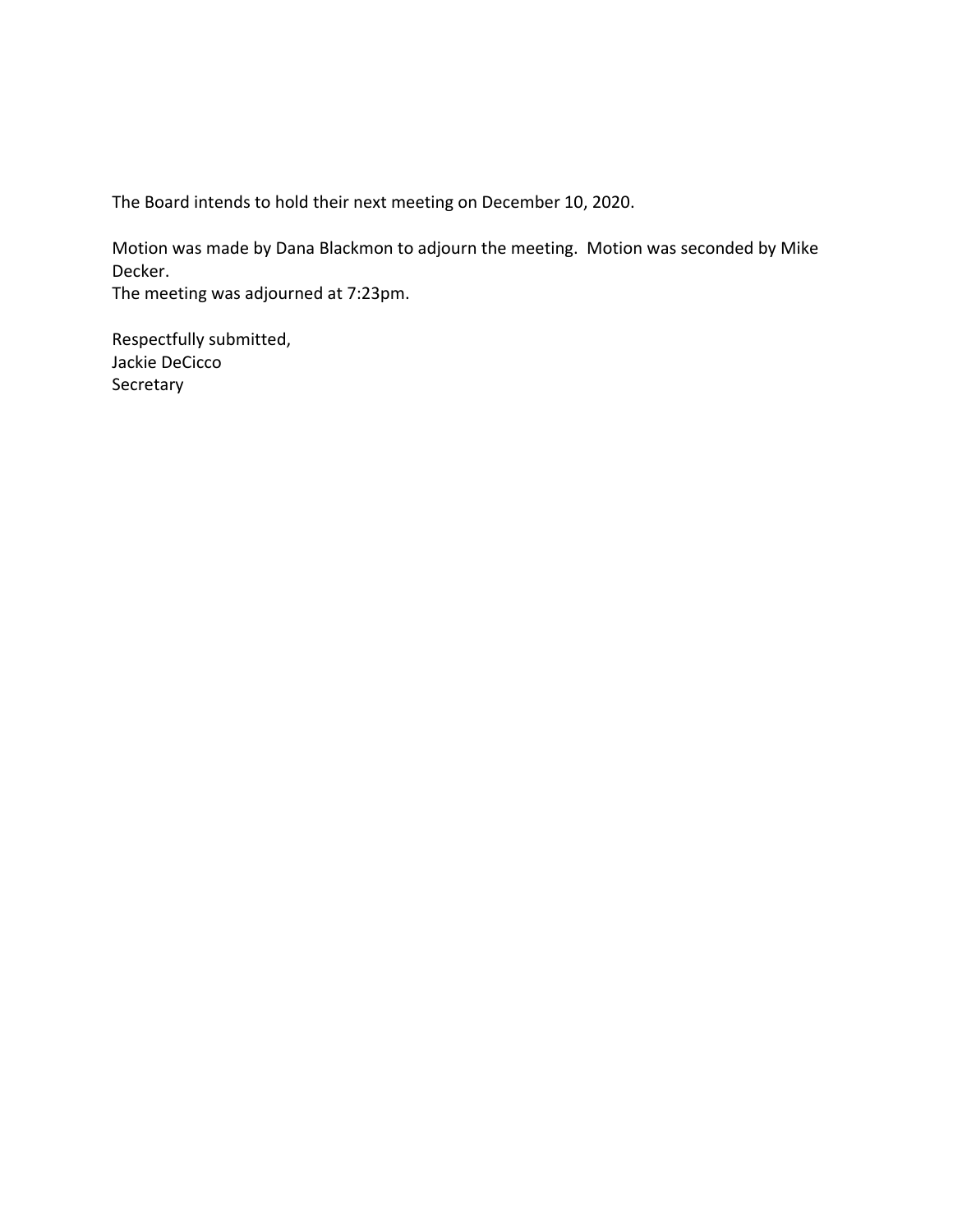The Board intends to hold their next meeting on December 10, 2020.

Motion was made by Dana Blackmon to adjourn the meeting. Motion was seconded by Mike Decker.
The meeting was adjourned at 7:23pm.

Respectfully submitted,
Jackie DeCicco
Secretary